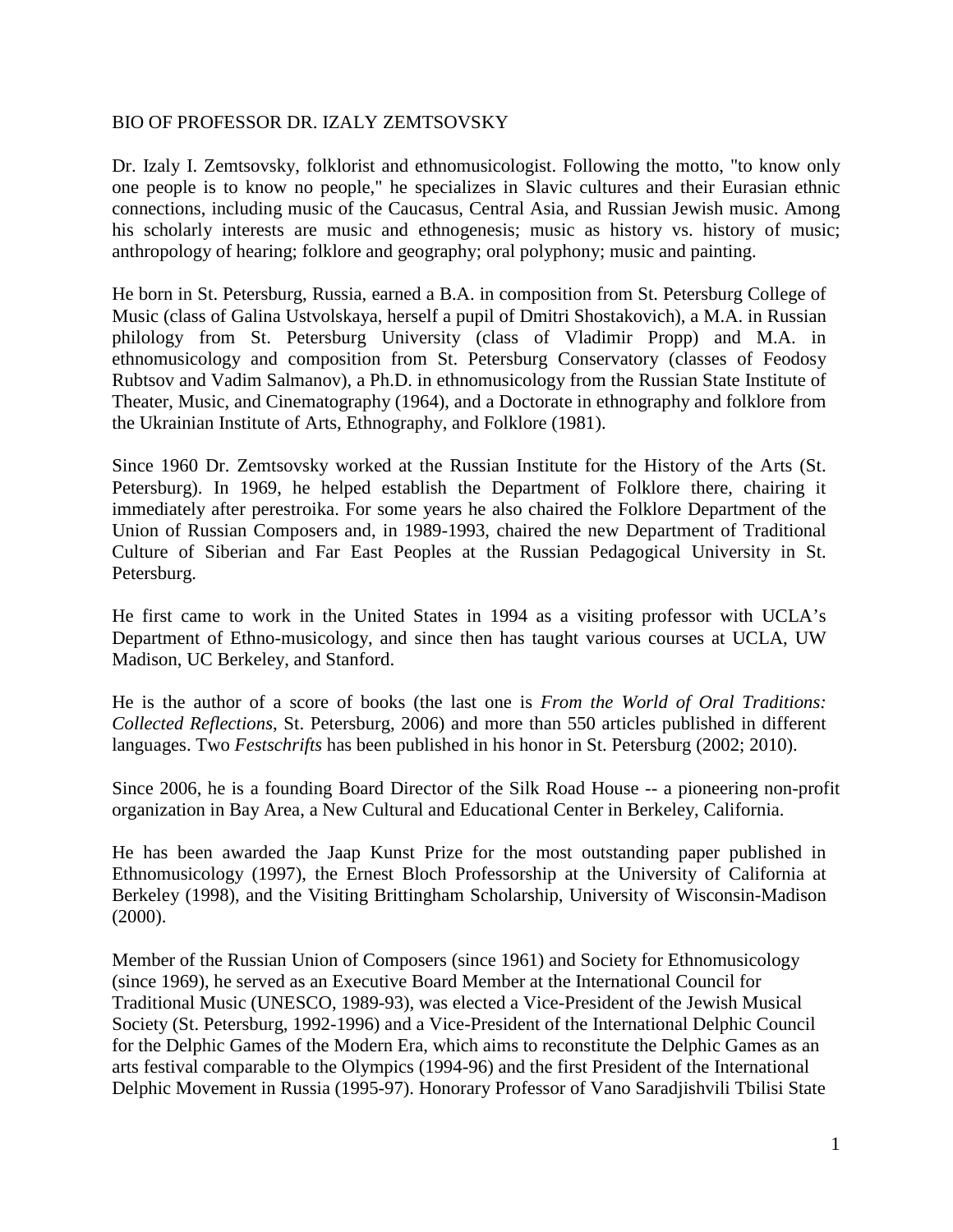# BIO OF PROFESSOR DR. IZALY ZEMTSOVSKY

Dr. Izaly I. Zemtsovsky, folklorist and ethnomusicologist. Following the motto, "to know only one people is to know no people," he specializes in Slavic cultures and their Eurasian ethnic connections, including music of the Caucasus, Central Asia, and Russian Jewish music. Among his scholarly interests are music and ethnogenesis; music as history vs. history of music; anthropology of hearing; folklore and geography; oral polyphony; music and painting.

He born in St. Petersburg, Russia, earned a B.A. in composition from St. Petersburg College of Music (class of Galina Ustvolskaya, herself a pupil of Dmitri Shostakovich), a M.A. in Russian philology from St. Petersburg University (class of Vladimir Propp) and M.A. in ethnomusicology and composition from St. Petersburg Conservatory (classes of Feodosy Rubtsov and Vadim Salmanov), a Ph.D. in ethnomusicology from the Russian State Institute of Theater, Music, and Cinematography (1964), and a Doctorate in ethnography and folklore from the Ukrainian Institute of Arts, Ethnography, and Folklore (1981).

Since 1960 Dr. Zemtsovsky worked at the Russian Institute for the History of the Arts (St. Petersburg). In 1969, he helped establish the Department of Folklore there, chairing it immediately after perestroika. For some years he also chaired the Folklore Department of the Union of Russian Composers and, in 1989-1993, chaired the new Department of Traditional Culture of Siberian and Far East Peoples at the Russian Pedagogical University in St. Petersburg.

He first came to work in the United States in 1994 as a visiting professor with UCLA's Department of Ethno-musicology, and since then has taught various courses at UCLA, UW Madison, UC Berkeley, and Stanford.

He is the author of a score of books (the last one is *From the World of Oral Traditions: Collected Reflections*, St. Petersburg, 2006) and more than 550 articles published in different languages. Two *Festschrifts* has been published in his honor in St. Petersburg (2002; 2010).

Since 2006, he is a founding Board Director of the Silk Road House -- a pioneering non-profit organization in Bay Area, a New Cultural and Educational Center in Berkeley, California.

He has been awarded the Jaap Kunst Prize for the most outstanding paper published in Ethnomusicology (1997), the Ernest Bloch Professorship at the University of California at Berkeley (1998), and the Visiting Brittingham Scholarship, University of Wisconsin-Madison (2000).

Member of the Russian Union of Composers (since 1961) and Society for Ethnomusicology (since 1969), he served as an Executive Board Member at the International Council for Traditional Music (UNESCO, 1989-93), was elected a Vice-President of the Jewish Musical Society (St. Petersburg, 1992-1996) and a Vice-President of the International Delphic Council for the Delphic Games of the Modern Era, which aims to reconstitute the Delphic Games as an arts festival comparable to the Olympics (1994-96) and the first President of the International Delphic Movement in Russia (1995-97). Honorary Professor of Vano Saradjishvili Tbilisi State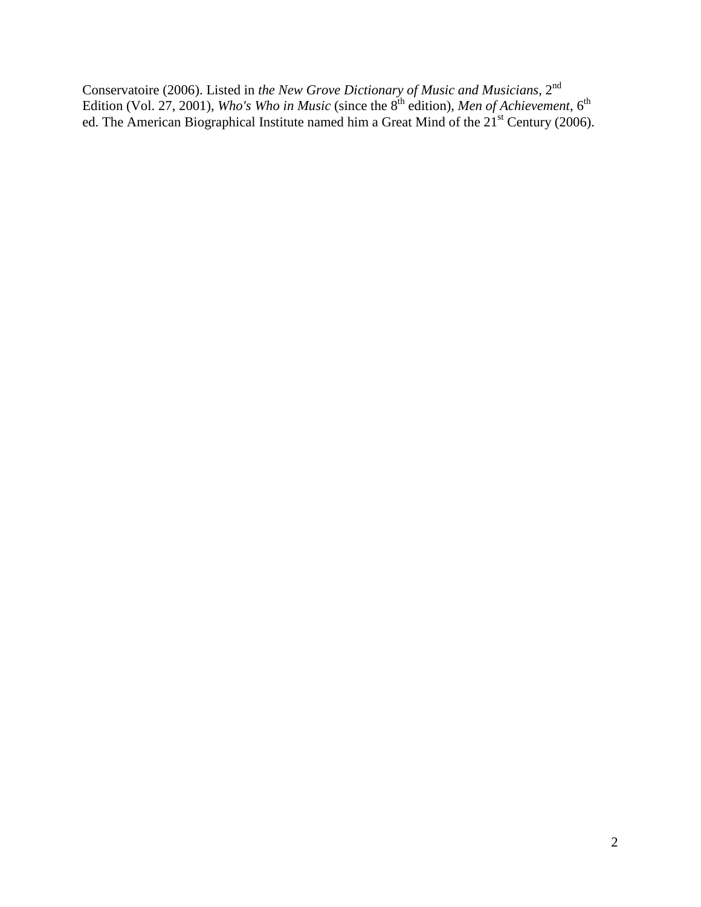Conservatoire (2006). Listed in *the New Grove Dictionary of Music and Musicians*, 2nd Edition (Vol. 27, 2001), *Who's Who in Music* (since the 8th edition), *Men of Achievement*, 6th ed. The American Biographical Institute named him a Great Mind of the 21st Century (2006).